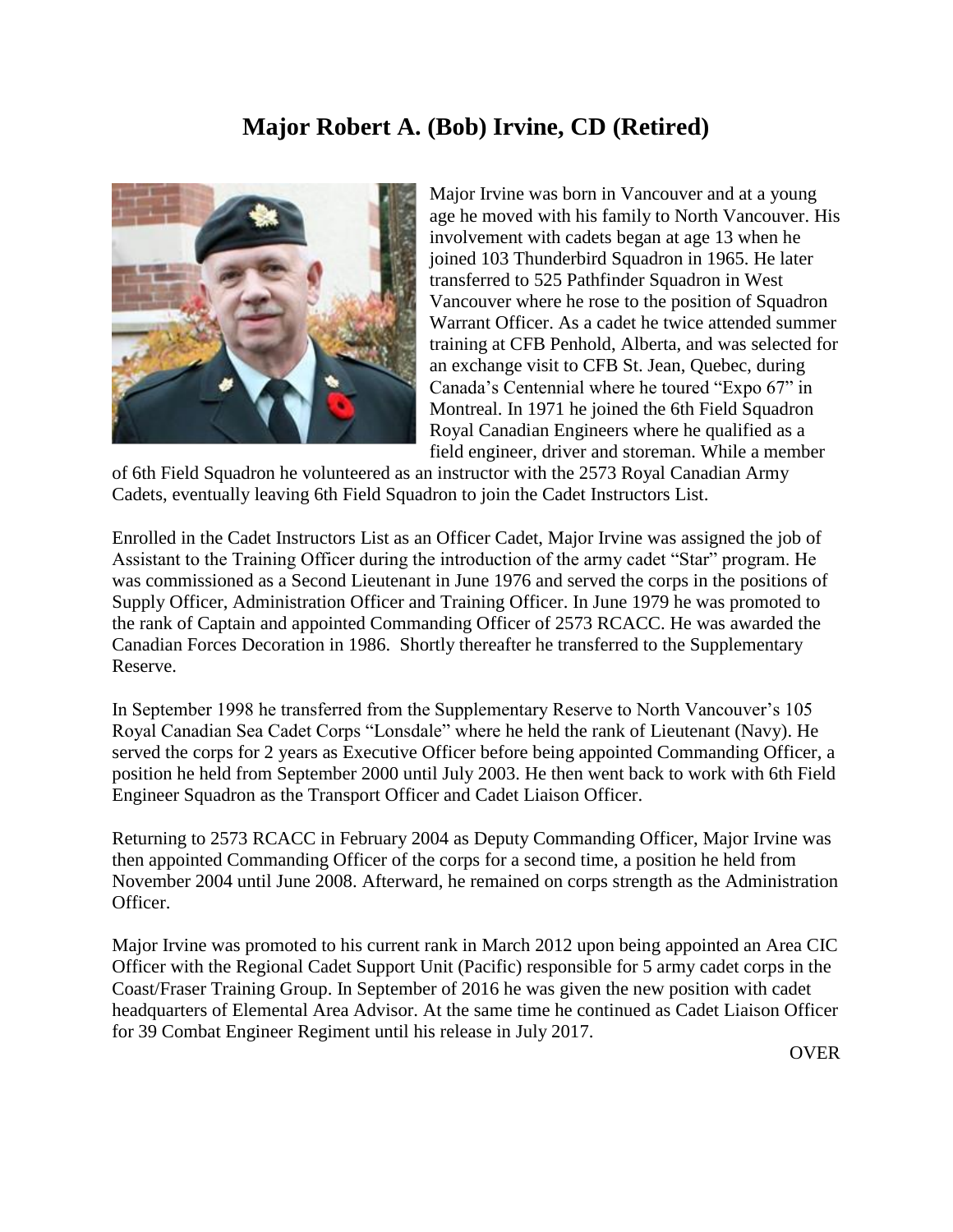# Major Robert A. (Bob) Irvine, CD (Retired)

Major Irvine was born in Vancouver and at a young age he moved with his family to North Vancouver. His involvement with cadets began at age 13 when he joined 103 Thunderbird Squadron in 1965. He later transferred to 525 Pathfinder Squadron in West Vancouver where he rose to the position of Squadron Warrant Officer. As a cadet he twice attended summer training at CFB Penhold, Alberta, and was selected for an exchange visit to CFB St. Jean, Quebec, during Canada's Centennial where he toured "Expo 67" in Montreal. In 1971 he joined the 6th Field Squadron Royal Canadian Engineers where he qualified as a field engineer, driver and storeman. While a member of 6th Field Squadron he volunteered as an instructor with the 2573 Royal Canadian Army Cadets, eventually leaving 6th Field Squadron to join the Cadet Instructors List.

Enrolled in the Cadet Instructors List as an Officer Cadet, Major Irvine was assigned the job of Assistant to the Training Officer during the introduction of the army cadet "Star" program. He was commissioned as a Second Lieutenant in June 1976 and served the corps in the positions of Supply Officer, Administration Officer and Training Officer. In June 1979 he was promoted to the rank of Captain and appointed Commanding Officer of 2573 RCACC. He was awarded the Canadian Forces Decoration in 1986. Shortly thereafter he transferred to the Supplementary Reserve.

In September 1998 he transferred from the Supplementary Reserve to North Vancouver's 105 Royal Canadian Sea Cadet Corps "Lonsdale" where he held the rank of Lieutenant (Navy). He served the corps for 2 years as Executive Officer before being appointed Commanding Officer, a position he held from September 2000 until July 2003. He then went back to work with 6th Field Engineer Squadron as the Transport Officer and Cadet Liaison Officer.

Returning to 2573 RCACC in February 2004 as Deputy Commanding Officer, Major Irvine was then appointed Commanding Officer of the corps for a second time, a position he held from November 2004 until June 2008. Afterward, he remained on corps strength as the Administration Officer.

Major Irvine was promoted to his current rank in March 2012 upon being appointed an Area CIC Officer with the Regional Cadet Support Unit (Pacific) responsible for 5 army cadet corps in the Coast/Fraser Training Group. In September of 2016 he was given the new position with cadet headquarters of Elemental Area Advisor. At the same time he continued as Cadet Liaison Officer for 39 Combat Engineer Regiment until his release in July 2017.

OVER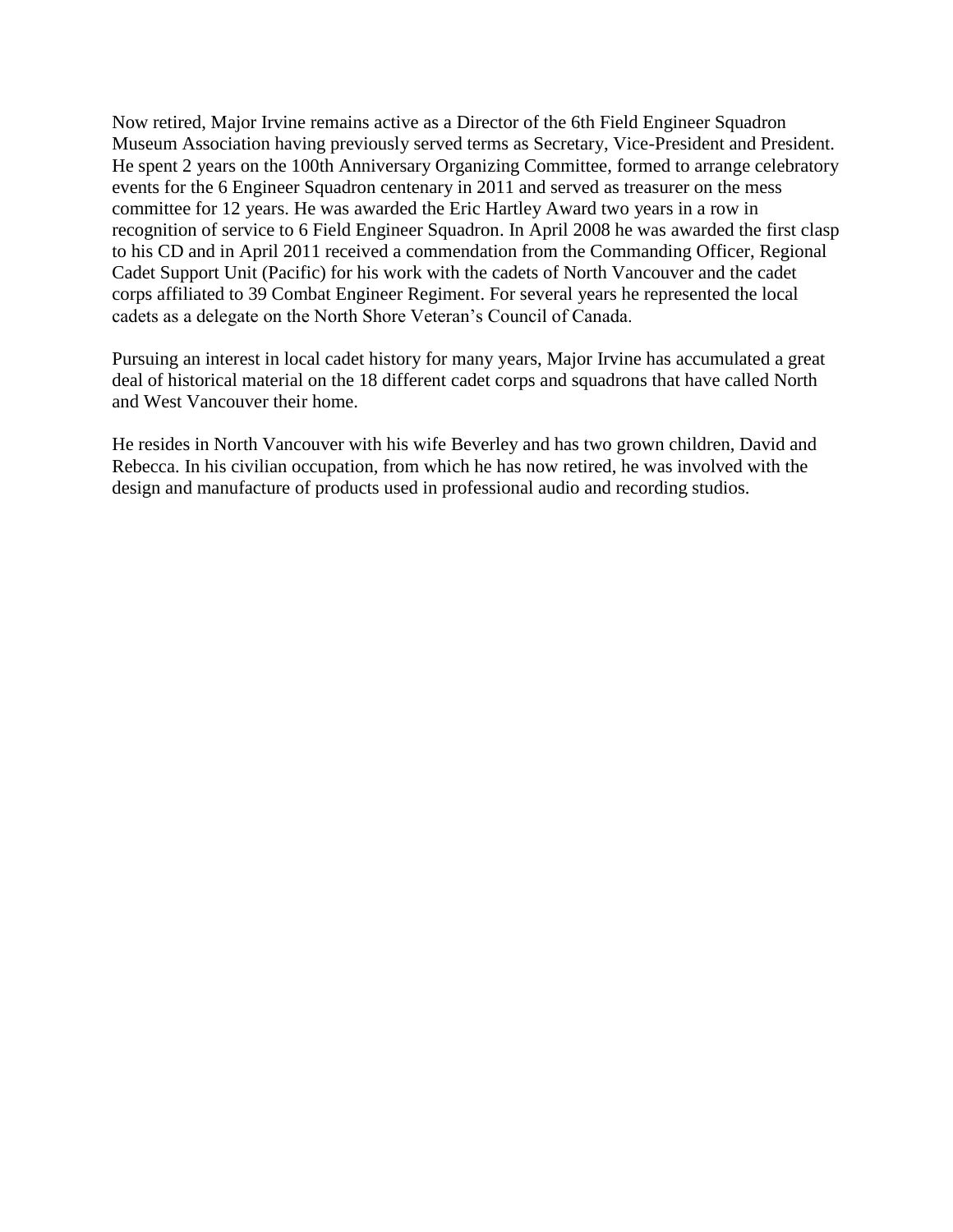Now retired, Major Irvine remains active as a Director of the 6th Field Engineer Squadron Museum Association having previously served terms as Secretary, Vice-President and President. He spent 2 years on the 100th Anniversary Organizing Committee, formed to arrange celebratory events for the 6 Engineer Squadron centenary in 2011 and served as treasurer on the mess committee for 12 years. He was awarded the Eric Hartley Award two years in a row in recognition of service to 6 Field Engineer Squadron. In April 2008 he was awarded the first clasp to his CD and in April 2011 received a commendation from the Commanding Officer, Regional Cadet Support Unit (Pacific) for his work with the cadets of North Vancouver and the cadet corps affiliated to 39 Combat Engineer Regiment. For several years he represented the local cadets as a delegate on the North Shore Veteran's Council of Canada.

Pursuing an interest in local cadet history for many years, Major Irvine has accumulated a great deal of historical material on the 18 different cadet corps and squadrons that have called North and West Vancouver their home.

He resides in North Vancouver with his wife Beverley and has two grown children, David and Rebecca. In his civilian occupation, from which he has now retired, he was involved with the design and manufacture of products used in professional audio and recording studios.